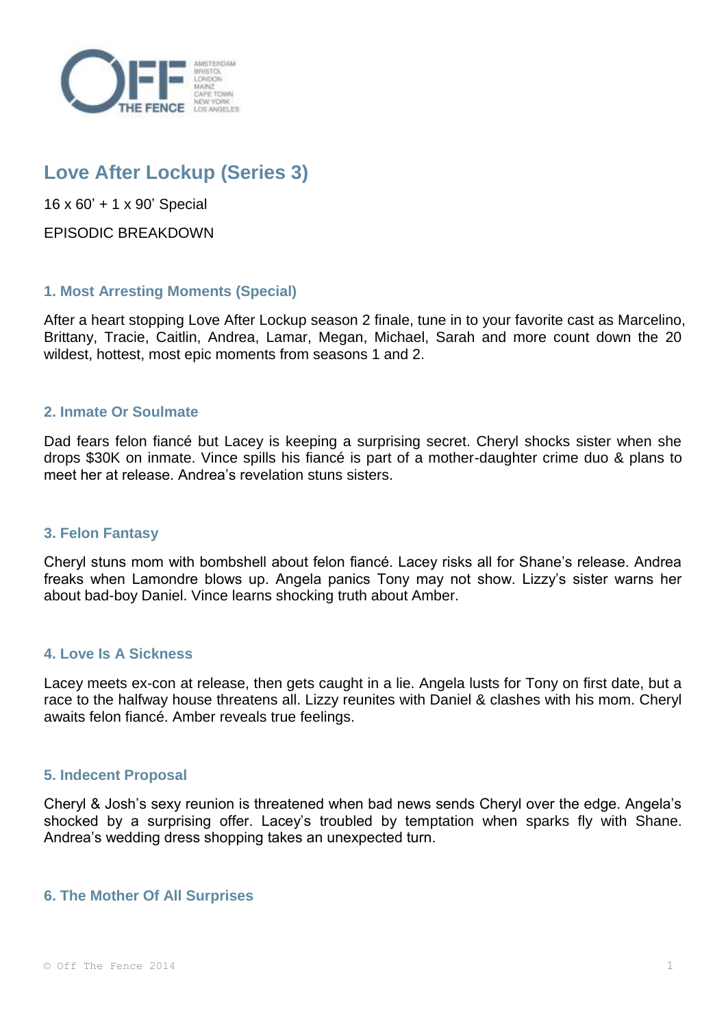# Love After Lockup (Series 3)

16 x 60' + 1 x 90' Special

EPISODIC BREAKDOWN

### 1. Most Arresting Moments (Special)

After a heart stopping Love After Lockup season 2 finale, tune in to your favorite cast as Marcelino, Brittany, Tracie, Caitlin, Andrea, Lamar, Megan, Michael, Sarah and more count down the 20 wildest, hottest, most epic moments from seasons 1 and 2.

### 2. Inmate Or Soulmate

Dad fears felon fiancé but Lacey is keeping a surprising secret. Cheryl shocks sister when she drops $30K on inmate. Vince spills his fiancé is part of a mother-daughter crime duo & plans to meet her at release. Andrea's revelation stuns sisters.

### 3. Felon Fantasy

Cheryl stuns mom with bombshell about felon fiancé. Lacey risks all for Shane's release. Andrea freaks when Lamondre blows up. Angela panics Tony may not show. Lizzy's sister warns her about bad-boy Daniel. Vince learns shocking truth about Amber.

### 4. Love Is A Sickness

Lacey meets ex-con at release, then gets caught in a lie. Angela lusts for Tony on first date, but a race to the halfway house threatens all. Lizzy reunites with Daniel & clashes with his mom. Cheryl awaits felon fiancé. Amber reveals true feelings.

### 5. Indecent Proposal

Cheryl & Josh's sexy reunion is threatened when bad news sends Cheryl over the edge. Angela's shocked by a surprising offer. Lacey's troubled by temptation when sparks fly with Shane. Andrea's wedding dress shopping takes an unexpected turn.

### 6. The Mother Of All Surprises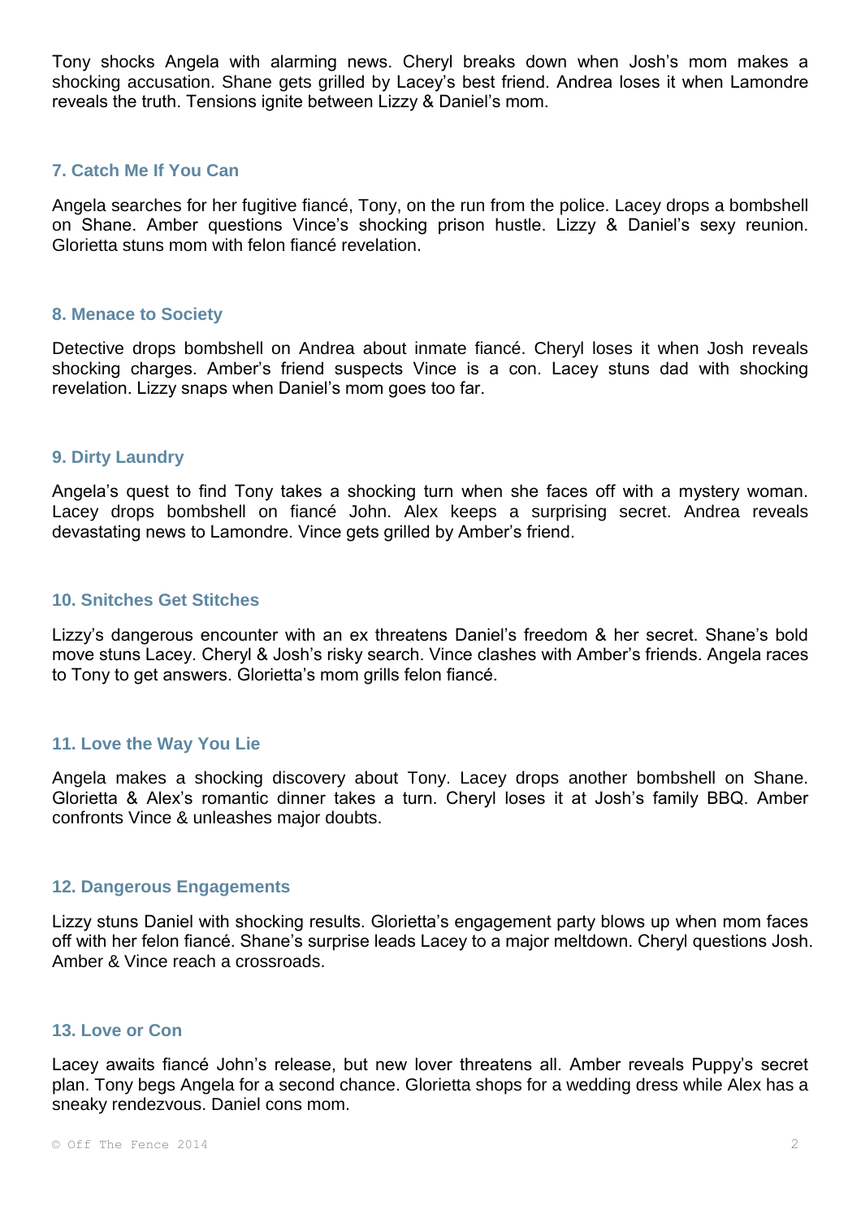Tony shocks Angela with alarming news. Cheryl breaks down when Josh's mom makes a shocking accusation. Shane gets grilled by Lacey's best friend. Andrea loses it when Lamondre reveals the truth. Tensions ignite between Lizzy & Daniel's mom.

### 7. Catch Me If You Can

Angela searches for her fugitive fiancé, Tony, on the run from the police. Lacey drops a bombshell on Shane. Amber questions Vince's shocking prison hustle. Lizzy & Daniel's sexy reunion. Glorietta stuns mom with felon fiancé revelation.

### 8. Menace to Society

Detective drops bombshell on Andrea about inmate fiancé. Cheryl loses it when Josh reveals shocking charges. Amber's friend suspects Vince is a con. Lacey stuns dad with shocking revelation. Lizzy snaps when Daniel's mom goes too far.

### 9. Dirty Laundry

Angela's quest to find Tony takes a shocking turn when she faces off with a mystery woman. Lacey drops bombshell on fiancé John. Alex keeps a surprising secret. Andrea reveals devastating news to Lamondre. Vince gets grilled by Amber's friend.

### 10. Snitches Get Stitches

Lizzy's dangerous encounter with an ex threatens Daniel's freedom & her secret. Shane's bold move stuns Lacey. Cheryl & Josh's risky search. Vince clashes with Amber's friends. Angela races to Tony to get answers. Glorietta's mom grills felon fiancé.

### 11. Love the Way You Lie

Angela makes a shocking discovery about Tony. Lacey drops another bombshell on Shane. Glorietta & Alex's romantic dinner takes a turn. Cheryl loses it at Josh's family BBQ. Amber confronts Vince & unleashes major doubts.

### 12. Dangerous Engagements

Lizzy stuns Daniel with shocking results. Glorietta's engagement party blows up when mom faces off with her felon fiancé. Shane's surprise leads Lacey to a major meltdown. Cheryl questions Josh. Amber & Vince reach a crossroads.

### 13. Love or Con

Lacey awaits fiancé John's release, but new lover threatens all. Amber reveals Puppy's secret plan. Tony begs Angela for a second chance. Glorietta shops for a wedding dress while Alex has a sneaky rendezvous. Daniel cons mom.

© Off The Fence 2014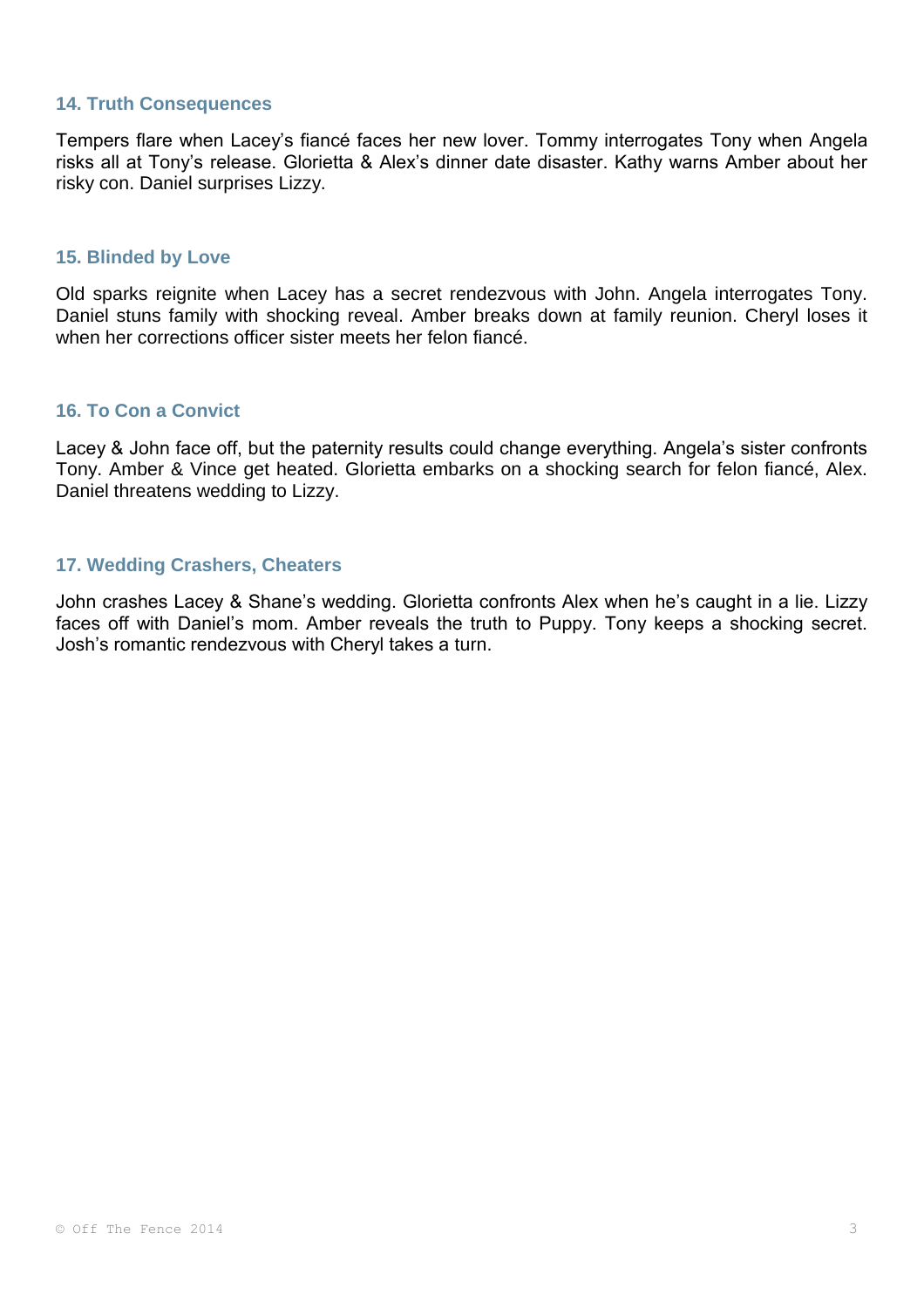### 14. Truth Consequences

Tempers flare when Lacey's fiancé faces her new lover. Tommy interrogates Tony when Angela risks all at Tony's release. Glorietta & Alex's dinner date disaster. Kathy warns Amber about her risky con. Daniel surprises Lizzy.

### 15. Blinded by Love

Old sparks reignite when Lacey has a secret rendezvous with John. Angela interrogates Tony. Daniel stuns family with shocking reveal. Amber breaks down at family reunion. Cheryl loses it when her corrections officer sister meets her felon fiancé.

### 16. To Con a Convict

Lacey & John face off, but the paternity results could change everything. Angela's sister confronts Tony. Amber & Vince get heated. Glorietta embarks on a shocking search for felon fiancé, Alex. Daniel threatens wedding to Lizzy.

### 17. Wedding Crashers, Cheaters

John crashes Lacey & Shane's wedding. Glorietta confronts Alex when he's caught in a lie. Lizzy faces off with Daniel's mom. Amber reveals the truth to Puppy. Tony keeps a shocking secret. Josh's romantic rendezvous with Cheryl takes a turn.

© Off The Fence 2014